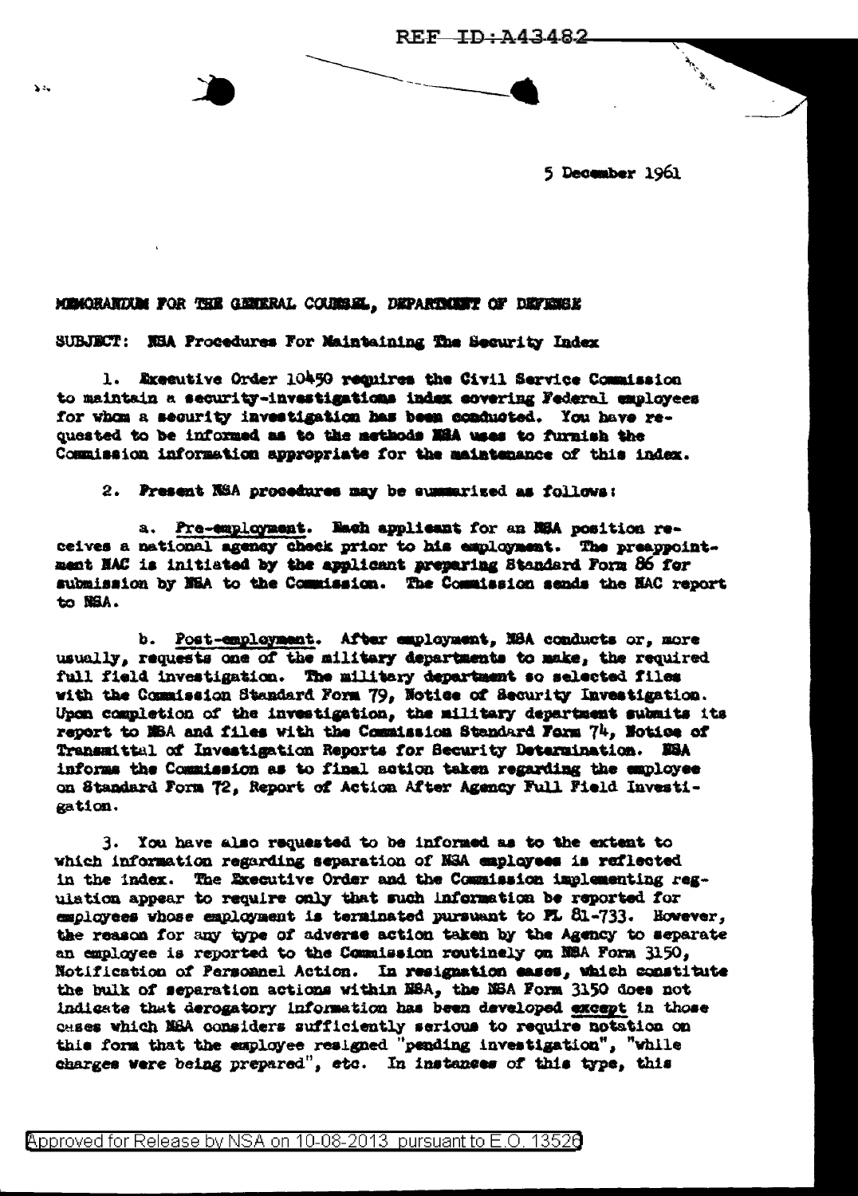5 December 1961

MEMORANDUM FOR THE GENERAL COUNSEL, DEPARTMENT OF DEFENSE

SUBJECT: NSA Procedures For Maintaining The Security Index

1. Executive Order 10450 requires the Civil Service Commission to maintain a security-investigations index covering Federal employees for whom a security investigation has been conducted. You have requested to be informed as to the methods NSA uses to furnish the Commission information appropriate for the maintenance of this index.

2. Present NSA procedures may be summarized as follows:

a. Pre-employment. Each applicant for an NSA position receives a national agency check prior to his employment. The preappointment NAC is initiated by the applicant preparing Standard Form 86 for submission by NSA to the Commission. The Commission sends the NAC report to NSA.

b. Post-employment. After employment, NSA conducts or, more usually, requests one of the military departments to make, the required full field investigation. The military department so selected files with the Commission Standard Form 79, Notice of Security Investigation. Upon completion of the investigation, the military department submits its report to NSA and files with the Commission Standard Form 74, Notice of Transmittal of Investigation Reports for Security Determination. NSA informs the Commission as to final action taken regarding the employee on Standard Form 72, Report of Action After Agency Full Field Investigation.

3. You have also requested to be informed as to the extent to which information regarding separation of NSA employees is reflected in the index. The Executive Order and the Commission implementing regulation appear to require only that such information be reported for employees whose employment is terminated pursuant to PL 81-733. However, the reason for any type of adverse action taken by the Agency to separate an employee is reported to the Commission routinely on NSA Form 3150, Notification of Personnel Action. In resignation cases, which constitute the bulk of separation actions within NSA, the NSA Form 3150 does not indicate that derogatory information has been developed except in those cases which NSA considers sufficiently serious to require notation on this form that the employee resigned "pending investigation", "while charges were being prepared", etc. In instances of this type, this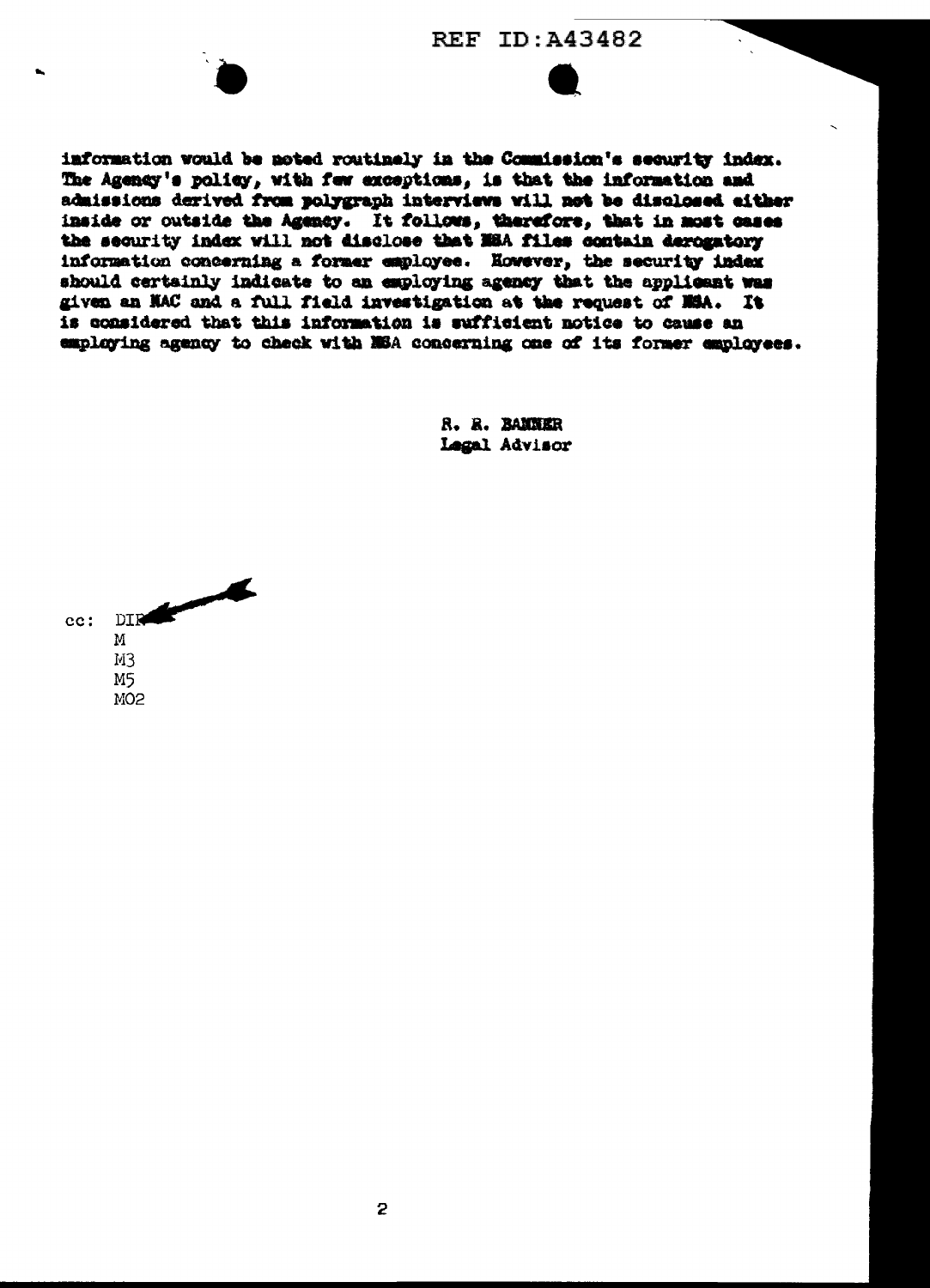information would be noted routinely in the Commission's security index. The Agency's policy, with few exceptions, is that the information and admissions derived from polygraph interviews will not be disclosed either inside or outside the Agency. It follows, therefore, that in most cases the security index will not disclose that NSA files contain derogatory information concerning a former employee. However, the security index should certainly indicate to an employing agency that the applicant was given an NAC and a full field investigation at the request of NSA. It is considered that this information is sufficient notice to cause an employing agency to check with NSA concerning one of its former employees.

R. R. BANNER
Legal Advisor

cc: DIR
M
M3
M5
MO2